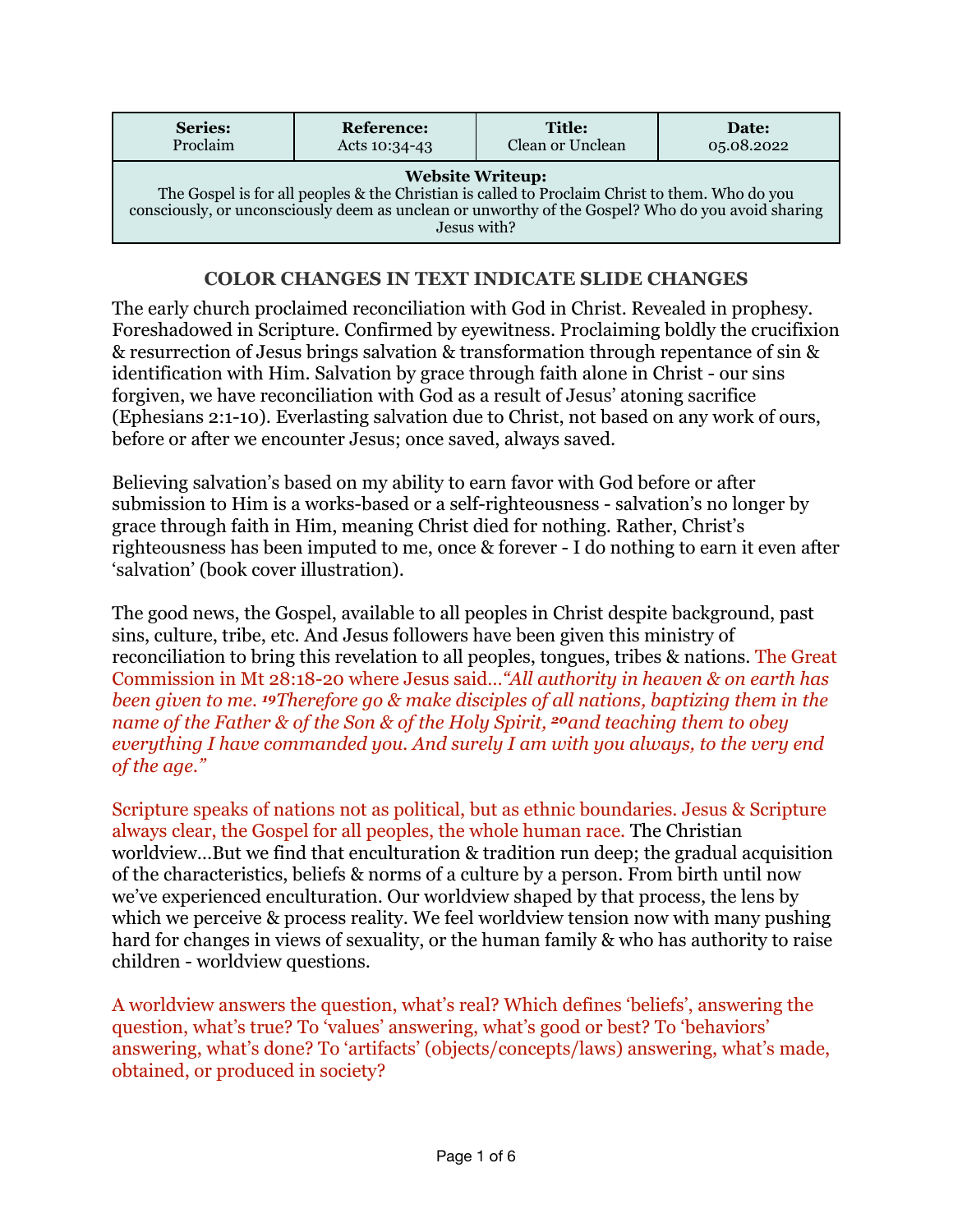| Series: Proclaim | Reference: Acts 10:34-43 | Title: Clean or Unclean | Date: 05.08.2022 |
|---|---|---|---|
| **Website Writeup:** The Gospel is for all peoples & the Christian is called to Proclaim Christ to them. Who do you consciously, or unconsciously deem as unclean or unworthy of the Gospel? Who do you avoid sharing Jesus with? | | | |

**COLOR CHANGES IN TEXT INDICATE SLIDE CHANGES**

The early church proclaimed reconciliation with God in Christ. Revealed in prophesy. Foreshadowed in Scripture. Confirmed by eyewitness. Proclaiming boldly the crucifixion & resurrection of Jesus brings salvation & transformation through repentance of sin & identification with Him. Salvation by grace through faith alone in Christ - our sins forgiven, we have reconciliation with God as a result of Jesus' atoning sacrifice (Ephesians 2:1-10). Everlasting salvation due to Christ, not based on any work of ours, before or after we encounter Jesus; once saved, always saved.

Believing salvation's based on my ability to earn favor with God before or after submission to Him is a works-based or a self-righteousness - salvation's no longer by grace through faith in Him, meaning Christ died for nothing. Rather, Christ's righteousness has been imputed to me, once & forever - I do nothing to earn it even after 'salvation' (book cover illustration).

The good news, the Gospel, available to all peoples in Christ despite background, past sins, culture, tribe, etc. And Jesus followers have been given this ministry of reconciliation to bring this revelation to all peoples, tongues, tribes & nations. The Great Commission in Mt 28:18-20 where Jesus said…*"All authority in heaven & on earth has been given to me. [19]Therefore go & make disciples of all nations, baptizing them in the name of the Father & of the Son & of the Holy Spirit, [20]and teaching them to obey everything I have commanded you. And surely I am with you always, to the very end of the age."*

Scripture speaks of nations not as political, but as ethnic boundaries. Jesus & Scripture always clear, the Gospel for all peoples, the whole human race. The Christian worldview…But we find that enculturation & tradition run deep; the gradual acquisition of the characteristics, beliefs & norms of a culture by a person. From birth until now we've experienced enculturation. Our worldview shaped by that process, the lens by which we perceive & process reality. We feel worldview tension now with many pushing hard for changes in views of sexuality, or the human family & who has authority to raise children - worldview questions.

A worldview answers the question, what's real? Which defines 'beliefs', answering the question, what's true? To 'values' answering, what's good or best? To 'behaviors' answering, what's done? To 'artifacts' (objects/concepts/laws) answering, what's made, obtained, or produced in society?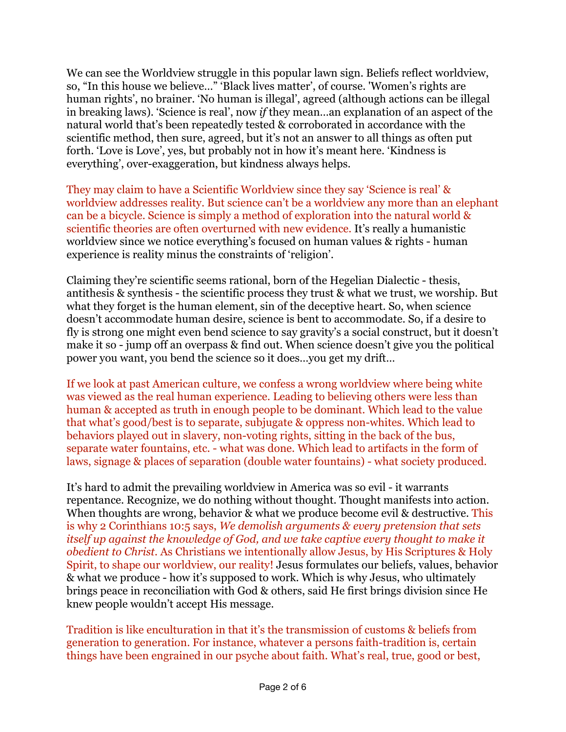We can see the Worldview struggle in this popular lawn sign. Beliefs reflect worldview, so, "In this house we believe…" 'Black lives matter', of course. 'Women's rights are human rights', no brainer. 'No human is illegal', agreed (although actions can be illegal in breaking laws). 'Science is real', now *if* they mean…an explanation of an aspect of the natural world that's been repeatedly tested & corroborated in accordance with the scientific method, then sure, agreed, but it's not an answer to all things as often put forth. 'Love is Love', yes, but probably not in how it's meant here. 'Kindness is everything', over-exaggeration, but kindness always helps.

They may claim to have a Scientific Worldview since they say 'Science is real' & worldview addresses reality. But science can't be a worldview any more than an elephant can be a bicycle. Science is simply a method of exploration into the natural world & scientific theories are often overturned with new evidence. It's really a humanistic worldview since we notice everything's focused on human values & rights - human experience is reality minus the constraints of 'religion'.

Claiming they're scientific seems rational, born of the Hegelian Dialectic - thesis, antithesis & synthesis - the scientific process they trust & what we trust, we worship. But what they forget is the human element, sin of the deceptive heart. So, when science doesn't accommodate human desire, science is bent to accommodate. So, if a desire to fly is strong one might even bend science to say gravity's a social construct, but it doesn't make it so - jump off an overpass & find out. When science doesn't give you the political power you want, you bend the science so it does…you get my drift…

If we look at past American culture, we confess a wrong worldview where being white was viewed as the real human experience. Leading to believing others were less than human & accepted as truth in enough people to be dominant. Which lead to the value that what's good/best is to separate, subjugate & oppress non-whites. Which lead to behaviors played out in slavery, non-voting rights, sitting in the back of the bus, separate water fountains, etc. - what was done. Which lead to artifacts in the form of laws, signage & places of separation (double water fountains) - what society produced.

It's hard to admit the prevailing worldview in America was so evil - it warrants repentance. Recognize, we do nothing without thought. Thought manifests into action. When thoughts are wrong, behavior & what we produce become evil & destructive. This is why 2 Corinthians 10:5 says, *We demolish arguments & every pretension that sets itself up against the knowledge of God, and we take captive every thought to make it obedient to Christ*. As Christians we intentionally allow Jesus, by His Scriptures & Holy Spirit, to shape our worldview, our reality! Jesus formulates our beliefs, values, behavior & what we produce - how it's supposed to work. Which is why Jesus, who ultimately brings peace in reconciliation with God & others, said He first brings division since He knew people wouldn't accept His message.

Tradition is like enculturation in that it's the transmission of customs & beliefs from generation to generation. For instance, whatever a persons faith-tradition is, certain things have been engrained in our psyche about faith. What's real, true, good or best,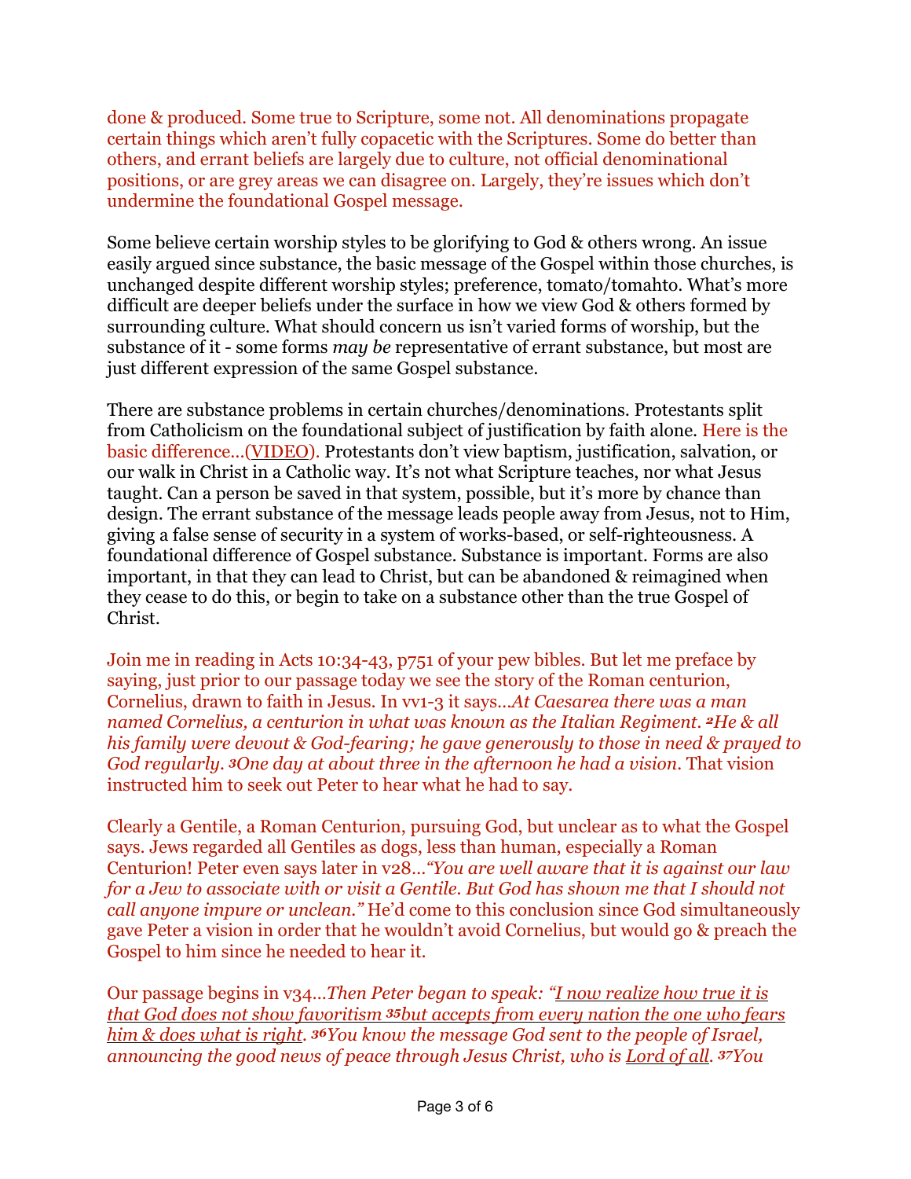done & produced. Some true to Scripture, some not. All denominations propagate certain things which aren't fully copacetic with the Scriptures. Some do better than others, and errant beliefs are largely due to culture, not official denominational positions, or are grey areas we can disagree on. Largely, they're issues which don't undermine the foundational Gospel message.

Some believe certain worship styles to be glorifying to God & others wrong. An issue easily argued since substance, the basic message of the Gospel within those churches, is unchanged despite different worship styles; preference, tomato/tomahto. What's more difficult are deeper beliefs under the surface in how we view God & others formed by surrounding culture. What should concern us isn't varied forms of worship, but the substance of it - some forms *may be* representative of errant substance, but most are just different expression of the same Gospel substance.

There are substance problems in certain churches/denominations. Protestants split from Catholicism on the foundational subject of justification by faith alone. Here is the basic difference…(VIDEO). Protestants don't view baptism, justification, salvation, or our walk in Christ in a Catholic way. It's not what Scripture teaches, nor what Jesus taught. Can a person be saved in that system, possible, but it's more by chance than design. The errant substance of the message leads people away from Jesus, not to Him, giving a false sense of security in a system of works-based, or self-righteousness. A foundational difference of Gospel substance. Substance is important. Forms are also important, in that they can lead to Christ, but can be abandoned & reimagined when they cease to do this, or begin to take on a substance other than the true Gospel of Christ.

Join me in reading in Acts 10:34-43, p751 of your pew bibles. But let me preface by saying, just prior to our passage today we see the story of the Roman centurion, Cornelius, drawn to faith in Jesus. In vv1-3 it says…*At Caesarea there was a man named Cornelius, a centurion in what was known as the Italian Regiment. 2He & all his family were devout & God-fearing; he gave generously to those in need & prayed to God regularly. 3One day at about three in the afternoon he had a vision.* That vision instructed him to seek out Peter to hear what he had to say.

Clearly a Gentile, a Roman Centurion, pursuing God, but unclear as to what the Gospel says. Jews regarded all Gentiles as dogs, less than human, especially a Roman Centurion! Peter even says later in v28…*"You are well aware that it is against our law for a Jew to associate with or visit a Gentile. But God has shown me that I should not call anyone impure or unclean."* He'd come to this conclusion since God simultaneously gave Peter a vision in order that he wouldn't avoid Cornelius, but would go & preach the Gospel to him since he needed to hear it.

Our passage begins in v34…*Then Peter began to speak: "I now realize how true it is that God does not show favoritism 35but accepts from every nation the one who fears him & does what is right. 36You know the message God sent to the people of Israel, announcing the good news of peace through Jesus Christ, who is Lord of all. 37You*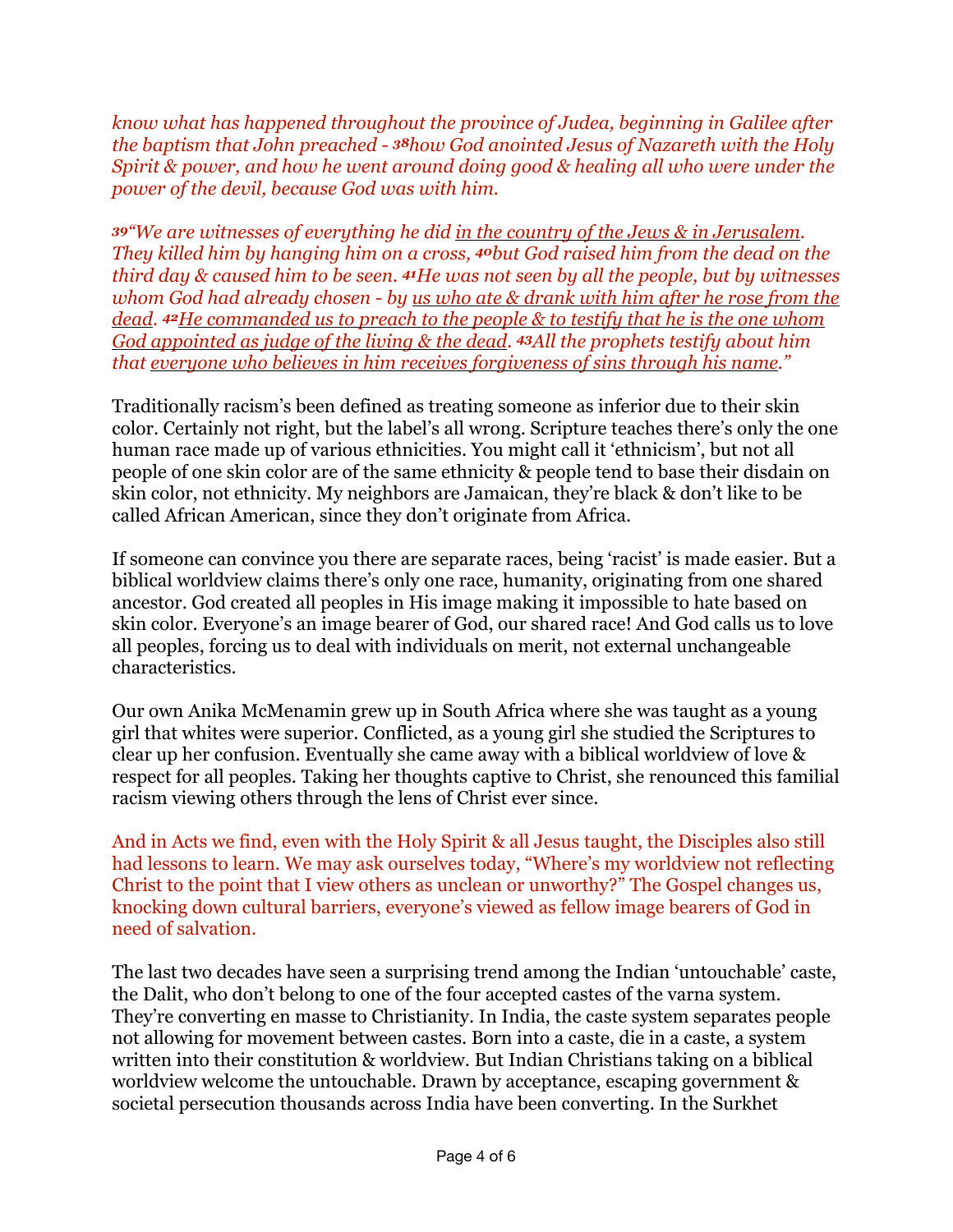*know what has happened throughout the province of Judea, beginning in Galilee after the baptism that John preached - [38]how God anointed Jesus of Nazareth with the Holy Spirit & power, and how he went around doing good & healing all who were under the power of the devil, because God was with him.*

*[39]"We are witnesses of everything he did <u>in the country of the Jews & in Jerusalem</u>. They killed him by hanging him on a cross, [40]but God raised him from the dead on the third day & caused him to be seen. [41]He was not seen by all the people, but by witnesses whom God had already chosen - by <u>us who ate & drank with him after he rose from the dead</u>. [42]<u>He commanded us to preach to the people & to testify that he is the one whom God appointed as judge of the living & the dead</u>. [43]All the prophets testify about him that <u>everyone who believes in him receives forgiveness of sins through his name</u>."*

Traditionally racism's been defined as treating someone as inferior due to their skin color. Certainly not right, but the label's all wrong. Scripture teaches there's only the one human race made up of various ethnicities. You might call it 'ethnicism', but not all people of one skin color are of the same ethnicity & people tend to base their disdain on skin color, not ethnicity. My neighbors are Jamaican, they're black & don't like to be called African American, since they don't originate from Africa.

If someone can convince you there are separate races, being 'racist' is made easier. But a biblical worldview claims there's only one race, humanity, originating from one shared ancestor. God created all peoples in His image making it impossible to hate based on skin color. Everyone's an image bearer of God, our shared race! And God calls us to love all peoples, forcing us to deal with individuals on merit, not external unchangeable characteristics.

Our own Anika McMenamin grew up in South Africa where she was taught as a young girl that whites were superior. Conflicted, as a young girl she studied the Scriptures to clear up her confusion. Eventually she came away with a biblical worldview of love & respect for all peoples. Taking her thoughts captive to Christ, she renounced this familial racism viewing others through the lens of Christ ever since.

And in Acts we find, even with the Holy Spirit & all Jesus taught, the Disciples also still had lessons to learn. We may ask ourselves today, "Where's my worldview not reflecting Christ to the point that I view others as unclean or unworthy?" The Gospel changes us, knocking down cultural barriers, everyone's viewed as fellow image bearers of God in need of salvation.

The last two decades have seen a surprising trend among the Indian 'untouchable' caste, the Dalit, who don't belong to one of the four accepted castes of the varna system. They're converting en masse to Christianity. In India, the caste system separates people not allowing for movement between castes. Born into a caste, die in a caste, a system written into their constitution & worldview. But Indian Christians taking on a biblical worldview welcome the untouchable. Drawn by acceptance, escaping government & societal persecution thousands across India have been converting. In the Surkhet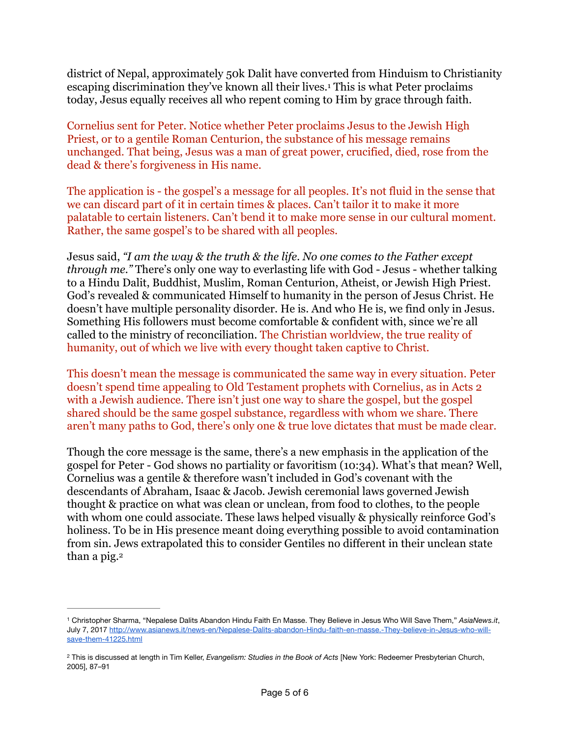district of Nepal, approximately 50k Dalit have converted from Hinduism to Christianity escaping discrimination they've known all their lives.[1] This is what Peter proclaims today, Jesus equally receives all who repent coming to Him by grace through faith.

Cornelius sent for Peter. Notice whether Peter proclaims Jesus to the Jewish High Priest, or to a gentile Roman Centurion, the substance of his message remains unchanged. That being, Jesus was a man of great power, crucified, died, rose from the dead & there's forgiveness in His name.

The application is - the gospel's a message for all peoples. It's not fluid in the sense that we can discard part of it in certain times & places. Can't tailor it to make it more palatable to certain listeners. Can't bend it to make more sense in our cultural moment. Rather, the same gospel's to be shared with all peoples.

Jesus said, *"I am the way & the truth & the life. No one comes to the Father except through me."* There's only one way to everlasting life with God - Jesus - whether talking to a Hindu Dalit, Buddhist, Muslim, Roman Centurion, Atheist, or Jewish High Priest. God's revealed & communicated Himself to humanity in the person of Jesus Christ. He doesn't have multiple personality disorder. He is. And who He is, we find only in Jesus. Something His followers must become comfortable & confident with, since we're all called to the ministry of reconciliation. The Christian worldview, the true reality of humanity, out of which we live with every thought taken captive to Christ.

This doesn't mean the message is communicated the same way in every situation. Peter doesn't spend time appealing to Old Testament prophets with Cornelius, as in Acts 2 with a Jewish audience. There isn't just one way to share the gospel, but the gospel shared should be the same gospel substance, regardless with whom we share. There aren't many paths to God, there's only one & true love dictates that must be made clear.

Though the core message is the same, there's a new emphasis in the application of the gospel for Peter - God shows no partiality or favoritism (10:34). What's that mean? Well, Cornelius was a gentile & therefore wasn't included in God's covenant with the descendants of Abraham, Isaac & Jacob. Jewish ceremonial laws governed Jewish thought & practice on what was clean or unclean, from food to clothes, to the people with whom one could associate. These laws helped visually & physically reinforce God's holiness. To be in His presence meant doing everything possible to avoid contamination from sin. Jews extrapolated this to consider Gentiles no different in their unclean state than a pig.[2]

---

[1] Christopher Sharma, "Nepalese Dalits Abandon Hindu Faith En Masse. They Believe in Jesus Who Will Save Them," *AsiaNews.it*, July 7, 2017 http://www.asianews.it/news-en/Nepalese-Dalits-abandon-Hindu-faith-en-masse.-They-believe-in-Jesus-who-will-save-them-41225.html

[2] This is discussed at length in Tim Keller, *Evangelism: Studies in the Book of Acts* [New York: Redeemer Presbyterian Church, 2005], 87–91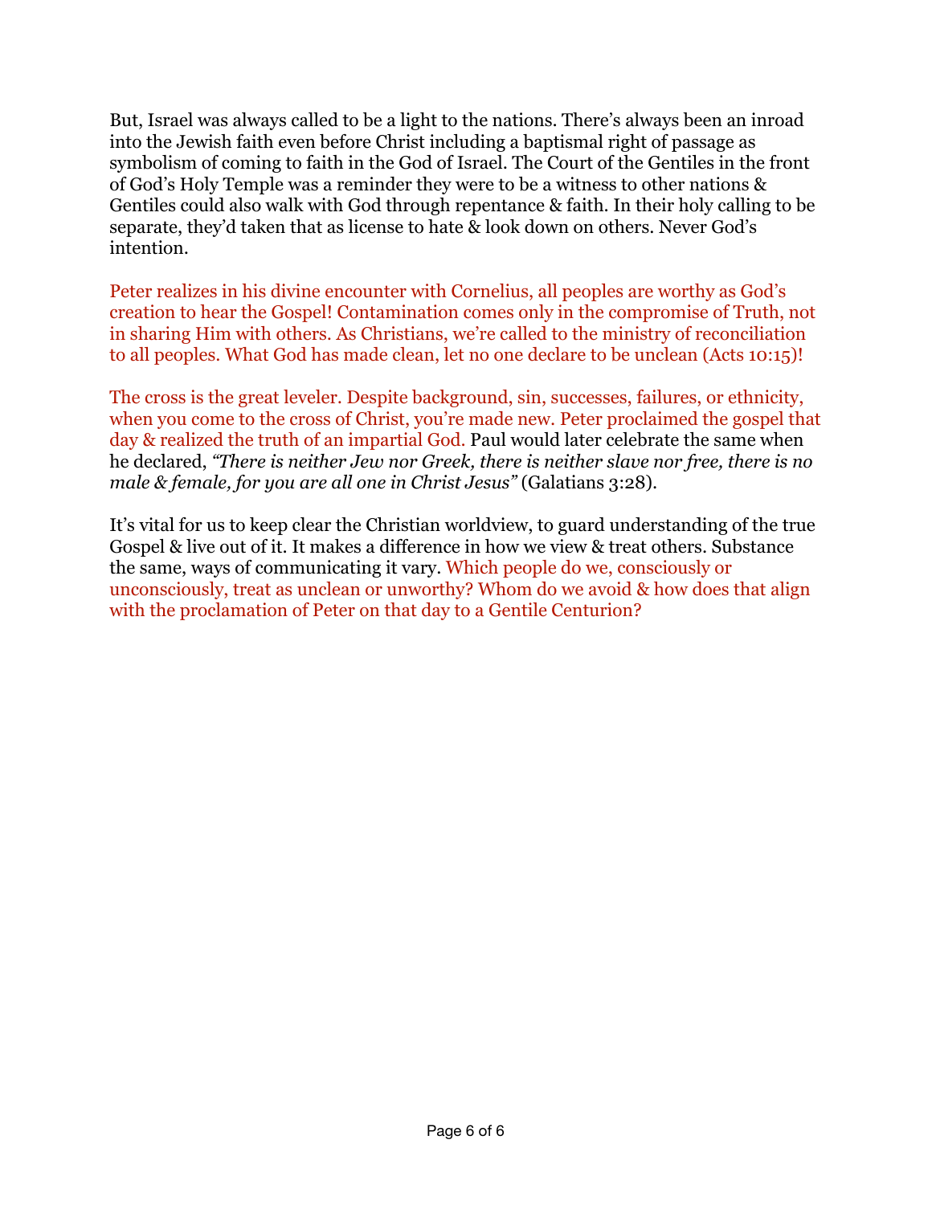But, Israel was always called to be a light to the nations. There's always been an inroad into the Jewish faith even before Christ including a baptismal right of passage as symbolism of coming to faith in the God of Israel. The Court of the Gentiles in the front of God's Holy Temple was a reminder they were to be a witness to other nations & Gentiles could also walk with God through repentance & faith. In their holy calling to be separate, they'd taken that as license to hate & look down on others. Never God's intention.

Peter realizes in his divine encounter with Cornelius, all peoples are worthy as God's creation to hear the Gospel! Contamination comes only in the compromise of Truth, not in sharing Him with others. As Christians, we're called to the ministry of reconciliation to all peoples. What God has made clean, let no one declare to be unclean (Acts 10:15)!

The cross is the great leveler. Despite background, sin, successes, failures, or ethnicity, when you come to the cross of Christ, you're made new. Peter proclaimed the gospel that day & realized the truth of an impartial God. Paul would later celebrate the same when he declared, *"There is neither Jew nor Greek, there is neither slave nor free, there is no male & female, for you are all one in Christ Jesus"* (Galatians 3:28).

It's vital for us to keep clear the Christian worldview, to guard understanding of the true Gospel & live out of it. It makes a difference in how we view & treat others. Substance the same, ways of communicating it vary. Which people do we, consciously or unconsciously, treat as unclean or unworthy? Whom do we avoid & how does that align with the proclamation of Peter on that day to a Gentile Centurion?